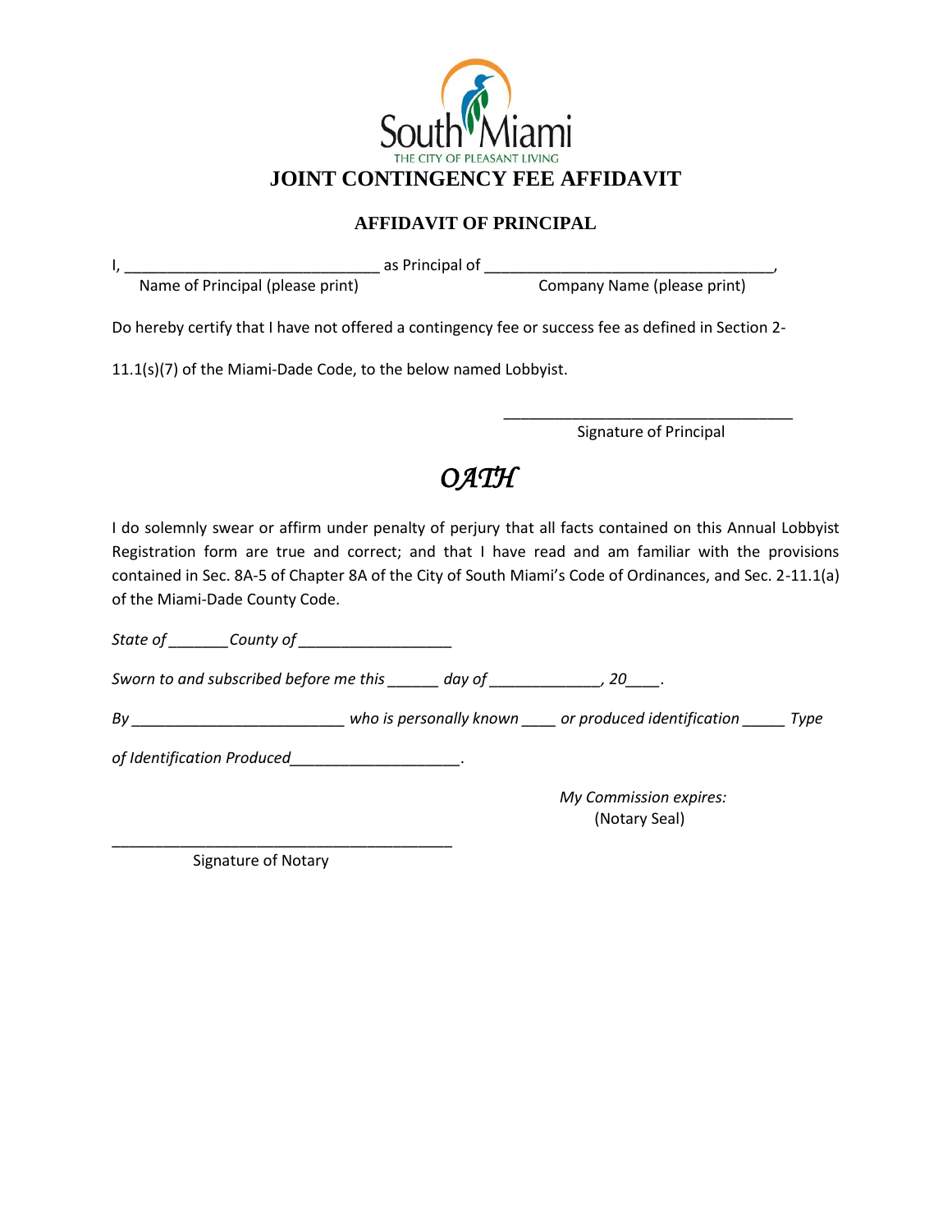South Miami
THE CITY OF PLEASANT LIVING

# JOINT CONTINGENCY FEE AFFIDAVIT

## AFFIDAVIT OF PRINCIPAL

I, ______________________________ as Principal of __________________________________,
Name of Principal (please print) Company Name (please print)

Do hereby certify that I have not offered a contingency fee or success fee as defined in Section 2-11.1(s)(7) of the Miami-Dade Code, to the below named Lobbyist.

__________________________________
Signature of Principal

## *OATH*

I do solemnly swear or affirm under penalty of perjury that all facts contained on this Annual Lobbyist Registration form are true and correct; and that I have read and am familiar with the provisions contained in Sec. 8A-5 of Chapter 8A of the City of South Miami's Code of Ordinances, and Sec. 2-11.1(a) of the Miami-Dade County Code.

*State of _______County of __________________*

*Sworn to and subscribed before me this ______ day of _____________, 20____.*

*By ________________________ who is personally known ____ or produced identification _____ Type of Identification Produced___________________.*

*My Commission expires:*
(Notary Seal)

________________________________________
Signature of Notary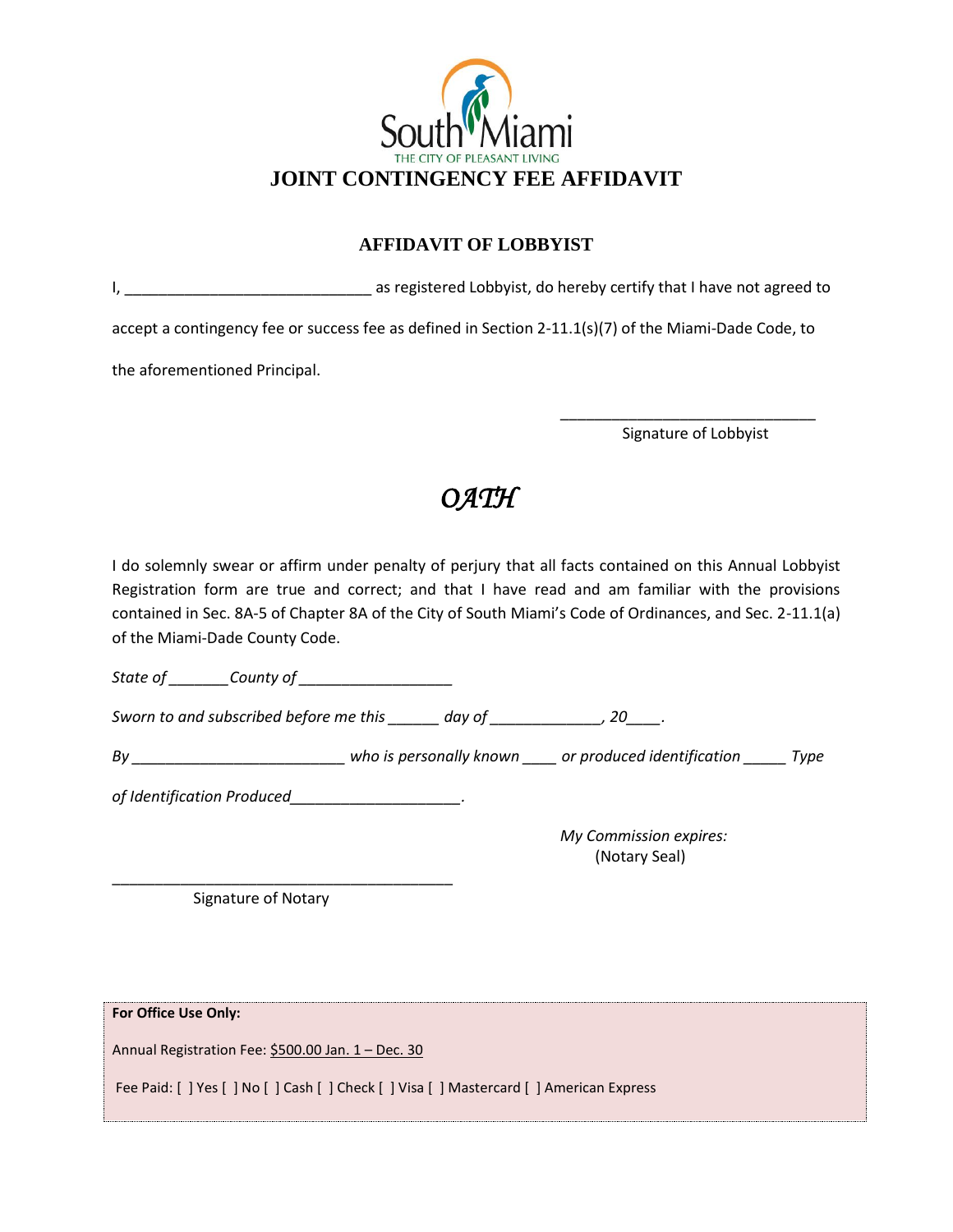South Miami

THE CITY OF PLEASANT LIVING

# JOINT CONTINGENCY FEE AFFIDAVIT

## AFFIDAVIT OF LOBBYIST

I, ____________________________ as registered Lobbyist, do hereby certify that I have not agreed to accept a contingency fee or success fee as defined in Section 2-11.1(s)(7) of the Miami-Dade Code, to the aforementioned Principal.

______________________________
Signature of Lobbyist

## *OATH*

I do solemnly swear or affirm under penalty of perjury that all facts contained on this Annual Lobbyist Registration form are true and correct; and that I have read and am familiar with the provisions contained in Sec. 8A-5 of Chapter 8A of the City of South Miami's Code of Ordinances, and Sec. 2-11.1(a) of the Miami-Dade County Code.

*State of _______County of __________________*

*Sworn to and subscribed before me this ______ day of _____________, 20____.*

*By ________________________ who is personally known ____ or produced identification _____ Type of Identification Produced____________________.*

*My Commission expires:*
(Notary Seal)

________________________________________
Signature of Notary

**For Office Use Only:**

Annual Registration Fee: $500.00 Jan. 1 – Dec. 30

Fee Paid: [ ] Yes [ ] No [ ] Cash [ ] Check [ ] Visa [ ] Mastercard [ ] American Express